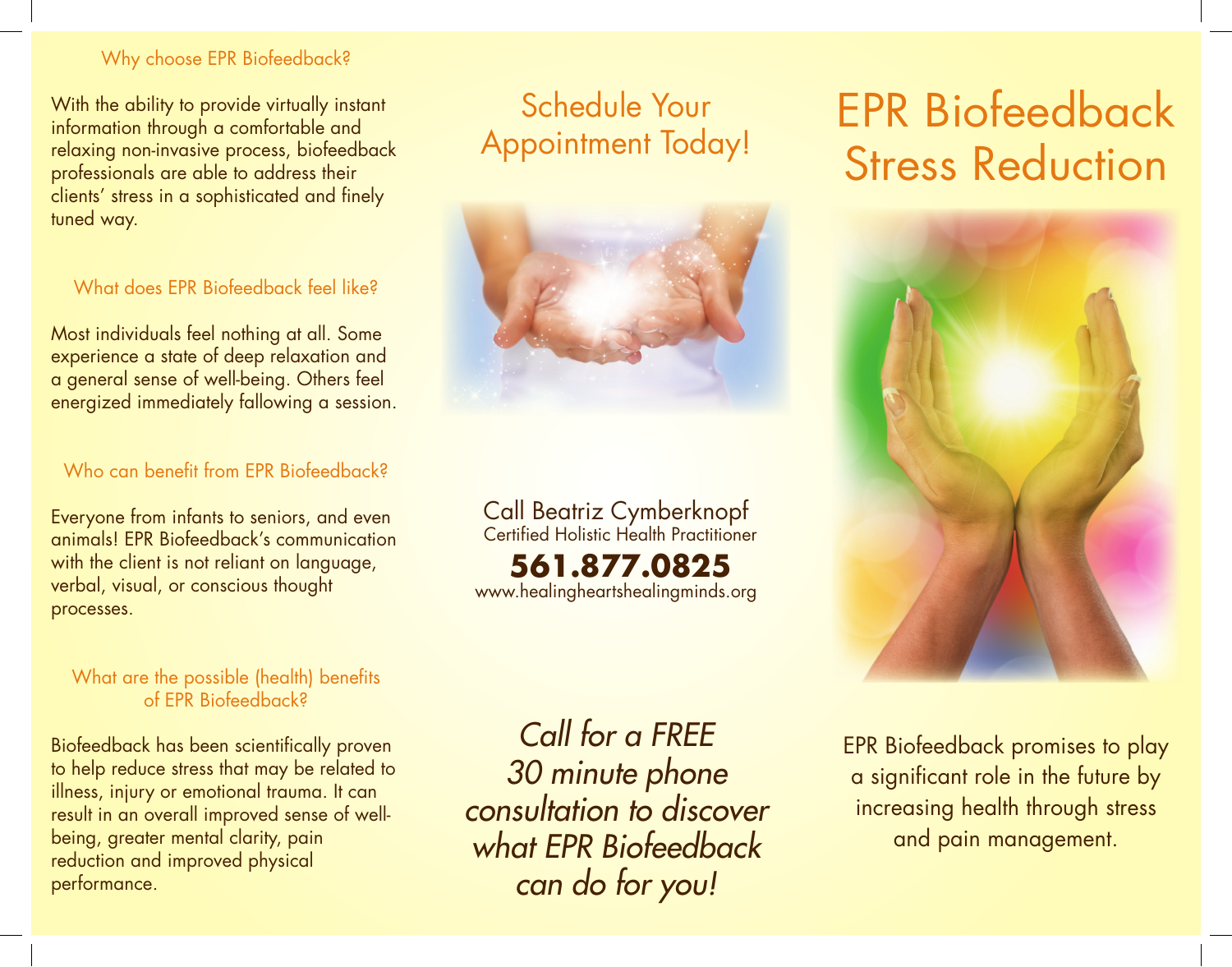## Why choose EPR Biofeedback?

With the ability to provide virtually instant information through a comfortable and relaxing non-invasive process, biofeedback professionals are able to address their clients' stress in a sophisticated and finely tuned way.

## What does EPR Biofeedback feel like?

Most individuals feel nothing at all. Some experience a state of deep relaxation and a general sense of well-being. Others feel energized immediately fallowing a session.

## Who can benefit from EPR Biofeedback?

Everyone from infants to seniors, and even animals! EPR Biofeedback's communication with the client is not reliant on language, verbal, visual, or conscious thought processes.

## What are the possible (health) benefits of EPR Biofeedback?

Biofeedback has been scientifically proven to help reduce stress that may be related to illness, injury or emotional trauma. It can result in an overall improved sense of well-being, greater mental clarity, pain reduction and improved physical performance.

# Schedule Your Appointment Today!

Call Beatriz Cymberknopf
Certified Holistic Health Practitioner

**561.877.0825**
www.healingheartshealingminds.org

*Call for a FREE 30 minute phone consultation to discover what EPR Biofeedback can do for you!*

# EPR Biofeedback Stress Reduction

EPR Biofeedback promises to play a significant role in the future by increasing health through stress and pain management.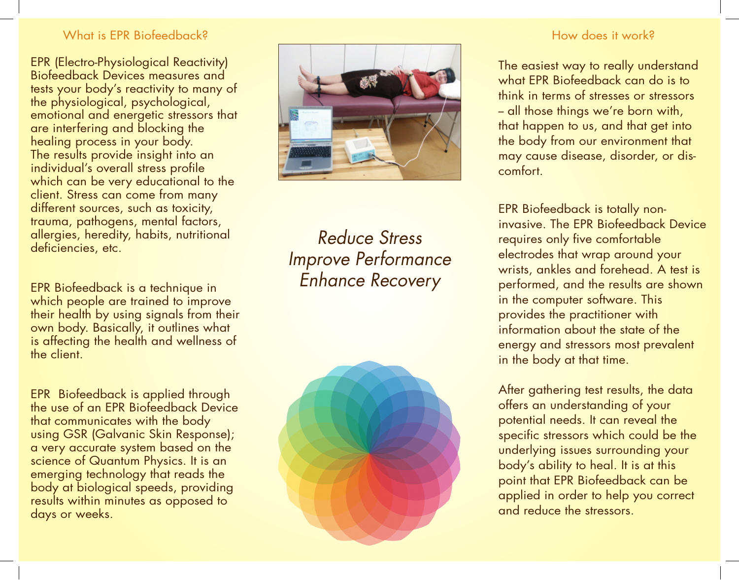## What is EPR Biofeedback?

EPR (Electro-Physiological Reactivity) Biofeedback Devices measures and tests your body's reactivity to many of the physiological, psychological, emotional and energetic stressors that are interfering and blocking the healing process in your body. The results provide insight into an individual's overall stress profile which can be very educational to the client. Stress can come from many different sources, such as toxicity, trauma, pathogens, mental factors, allergies, heredity, habits, nutritional deficiencies, etc.

EPR Biofeedback is a technique in which people are trained to improve their health by using signals from their own body. Basically, it outlines what is affecting the health and wellness of the client.

EPR Biofeedback is applied through the use of an EPR Biofeedback Device that communicates with the body using GSR (Galvanic Skin Response); a very accurate system based on the science of Quantum Physics. It is an emerging technology that reads the body at biological speeds, providing results within minutes as opposed to days or weeks.

*Reduce Stress*
*Improve Performance*
*Enhance Recovery*

## How does it work?

The easiest way to really understand what EPR Biofeedback can do is to think in terms of stresses or stressors – all those things we're born with, that happen to us, and that get into the body from our environment that may cause disease, disorder, or discomfort.

EPR Biofeedback is totally non-invasive. The EPR Biofeedback Device requires only five comfortable electrodes that wrap around your wrists, ankles and forehead. A test is performed, and the results are shown in the computer software. This provides the practitioner with information about the state of the energy and stressors most prevalent in the body at that time.

After gathering test results, the data offers an understanding of your potential needs. It can reveal the specific stressors which could be the underlying issues surrounding your body's ability to heal. It is at this point that EPR Biofeedback can be applied in order to help you correct and reduce the stressors.